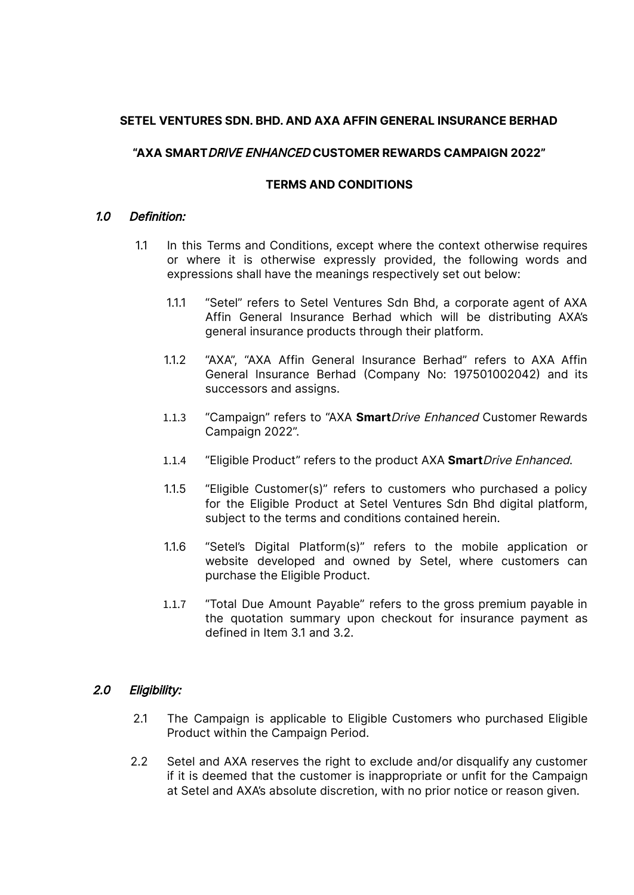**SETEL VENTURES SDN. BHD. AND AXA AFFIN GENERAL INSURANCE BERHAD**

**"AXA SMART*DRIVE ENHANCED* CUSTOMER REWARDS CAMPAIGN 2022"**

**TERMS AND CONDITIONS**

## *1.0 Definition:*

1.1 In this Terms and Conditions, except where the context otherwise requires or where it is otherwise expressly provided, the following words and expressions shall have the meanings respectively set out below:

1.1.1 "Setel" refers to Setel Ventures Sdn Bhd, a corporate agent of AXA Affin General Insurance Berhad which will be distributing AXA's general insurance products through their platform.

1.1.2 "AXA", "AXA Affin General Insurance Berhad" refers to AXA Affin General Insurance Berhad (Company No: 197501002042) and its successors and assigns.

1.1.3 "Campaign" refers to "AXA **Smart***Drive Enhanced* Customer Rewards Campaign 2022".

1.1.4 "Eligible Product" refers to the product AXA **Smart***Drive Enhanced*.

1.1.5 "Eligible Customer(s)" refers to customers who purchased a policy for the Eligible Product at Setel Ventures Sdn Bhd digital platform, subject to the terms and conditions contained herein.

1.1.6 "Setel's Digital Platform(s)" refers to the mobile application or website developed and owned by Setel, where customers can purchase the Eligible Product.

1.1.7 "Total Due Amount Payable" refers to the gross premium payable in the quotation summary upon checkout for insurance payment as defined in Item 3.1 and 3.2.

## *2.0 Eligibility:*

2.1 The Campaign is applicable to Eligible Customers who purchased Eligible Product within the Campaign Period.

2.2 Setel and AXA reserves the right to exclude and/or disqualify any customer if it is deemed that the customer is inappropriate or unfit for the Campaign at Setel and AXA's absolute discretion, with no prior notice or reason given.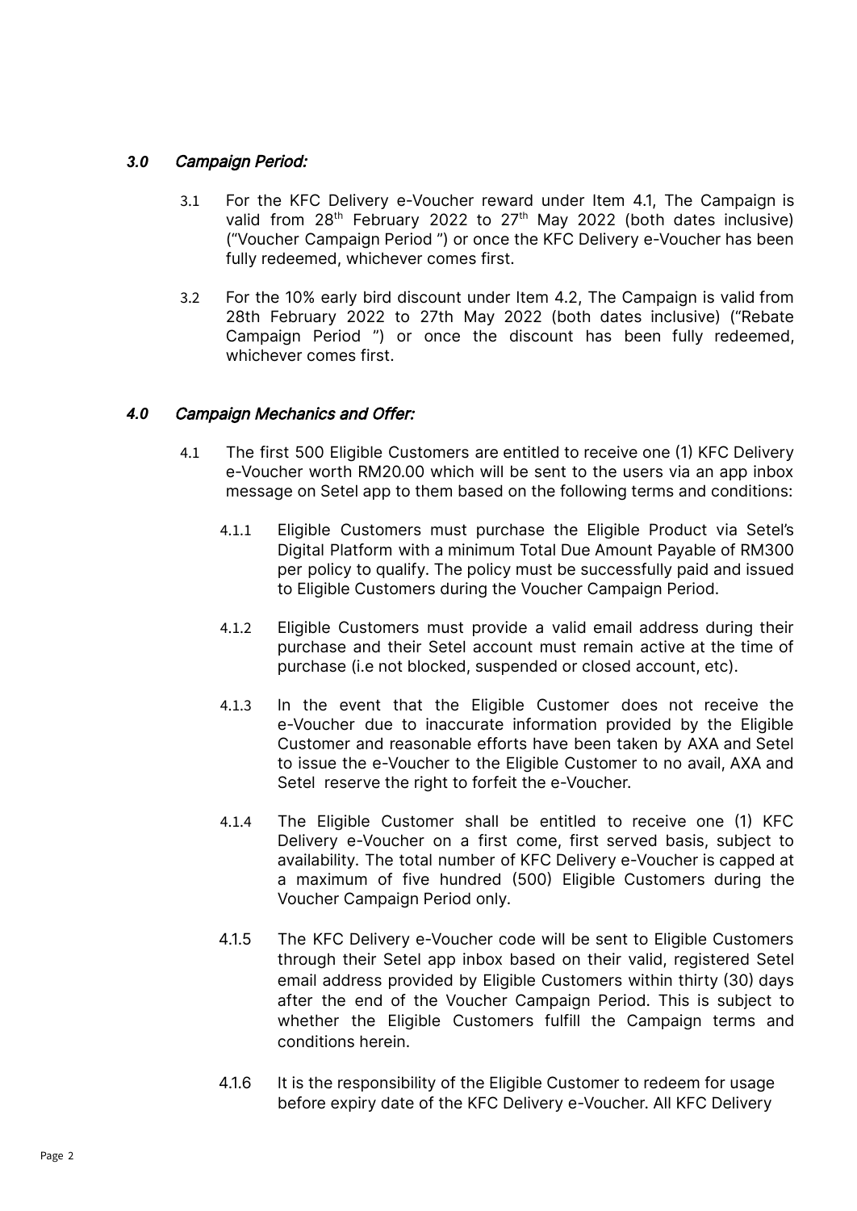### *3.0 Campaign Period:*

3.1 For the KFC Delivery e-Voucher reward under Item 4.1, The Campaign is valid from 28th February 2022 to 27th May 2022 (both dates inclusive) ("Voucher Campaign Period ") or once the KFC Delivery e-Voucher has been fully redeemed, whichever comes first.

3.2 For the 10% early bird discount under Item 4.2, The Campaign is valid from 28th February 2022 to 27th May 2022 (both dates inclusive) ("Rebate Campaign Period ") or once the discount has been fully redeemed, whichever comes first.

### *4.0 Campaign Mechanics and Offer:*

4.1 The first 500 Eligible Customers are entitled to receive one (1) KFC Delivery e-Voucher worth RM20.00 which will be sent to the users via an app inbox message on Setel app to them based on the following terms and conditions:

4.1.1 Eligible Customers must purchase the Eligible Product via Setel's Digital Platform with a minimum Total Due Amount Payable of RM300 per policy to qualify. The policy must be successfully paid and issued to Eligible Customers during the Voucher Campaign Period.

4.1.2 Eligible Customers must provide a valid email address during their purchase and their Setel account must remain active at the time of purchase (i.e not blocked, suspended or closed account, etc).

4.1.3 In the event that the Eligible Customer does not receive the e-Voucher due to inaccurate information provided by the Eligible Customer and reasonable efforts have been taken by AXA and Setel to issue the e-Voucher to the Eligible Customer to no avail, AXA and Setel reserve the right to forfeit the e-Voucher.

4.1.4 The Eligible Customer shall be entitled to receive one (1) KFC Delivery e-Voucher on a first come, first served basis, subject to availability. The total number of KFC Delivery e-Voucher is capped at a maximum of five hundred (500) Eligible Customers during the Voucher Campaign Period only.

4.1.5 The KFC Delivery e-Voucher code will be sent to Eligible Customers through their Setel app inbox based on their valid, registered Setel email address provided by Eligible Customers within thirty (30) days after the end of the Voucher Campaign Period. This is subject to whether the Eligible Customers fulfill the Campaign terms and conditions herein.

4.1.6 It is the responsibility of the Eligible Customer to redeem for usage before expiry date of the KFC Delivery e-Voucher. All KFC Delivery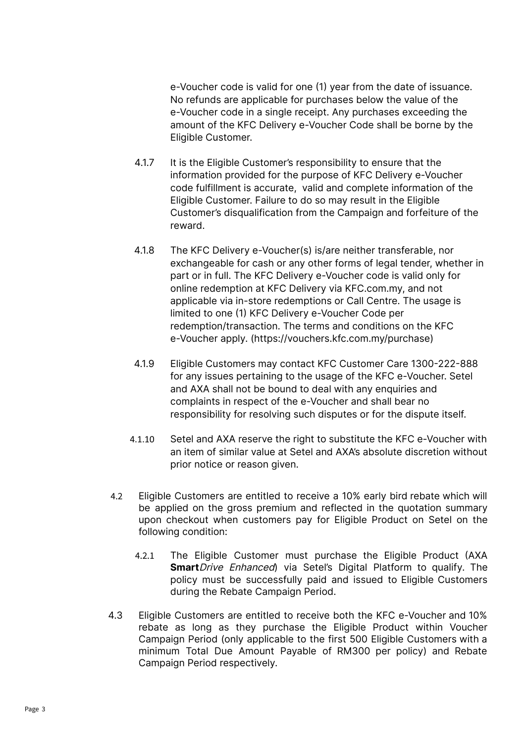e-Voucher code is valid for one (1) year from the date of issuance. No refunds are applicable for purchases below the value of the e-Voucher code in a single receipt. Any purchases exceeding the amount of the KFC Delivery e-Voucher Code shall be borne by the Eligible Customer.

4.1.7 It is the Eligible Customer's responsibility to ensure that the information provided for the purpose of KFC Delivery e-Voucher code fulfillment is accurate, valid and complete information of the Eligible Customer. Failure to do so may result in the Eligible Customer's disqualification from the Campaign and forfeiture of the reward.

4.1.8 The KFC Delivery e-Voucher(s) is/are neither transferable, nor exchangeable for cash or any other forms of legal tender, whether in part or in full. The KFC Delivery e-Voucher code is valid only for online redemption at KFC Delivery via KFC.com.my, and not applicable via in-store redemptions or Call Centre. The usage is limited to one (1) KFC Delivery e-Voucher Code per redemption/transaction. The terms and conditions on the KFC e-Voucher apply. (https://vouchers.kfc.com.my/purchase)

4.1.9 Eligible Customers may contact KFC Customer Care 1300-222-888 for any issues pertaining to the usage of the KFC e-Voucher. Setel and AXA shall not be bound to deal with any enquiries and complaints in respect of the e-Voucher and shall bear no responsibility for resolving such disputes or for the dispute itself.

4.1.10 Setel and AXA reserve the right to substitute the KFC e-Voucher with an item of similar value at Setel and AXA's absolute discretion without prior notice or reason given.

4.2 Eligible Customers are entitled to receive a 10% early bird rebate which will be applied on the gross premium and reflected in the quotation summary upon checkout when customers pay for Eligible Product on Setel on the following condition:

4.2.1 The Eligible Customer must purchase the Eligible Product (AXA **Smart***Drive Enhanced*) via Setel's Digital Platform to qualify. The policy must be successfully paid and issued to Eligible Customers during the Rebate Campaign Period.

4.3 Eligible Customers are entitled to receive both the KFC e-Voucher and 10% rebate as long as they purchase the Eligible Product within Voucher Campaign Period (only applicable to the first 500 Eligible Customers with a minimum Total Due Amount Payable of RM300 per policy) and Rebate Campaign Period respectively.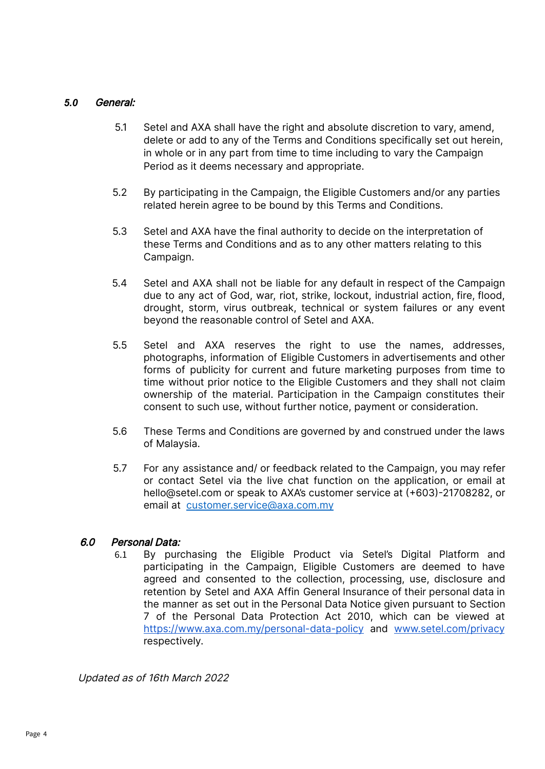### *5.0 General:*

5.1 Setel and AXA shall have the right and absolute discretion to vary, amend, delete or add to any of the Terms and Conditions specifically set out herein, in whole or in any part from time to time including to vary the Campaign Period as it deems necessary and appropriate.

5.2 By participating in the Campaign, the Eligible Customers and/or any parties related herein agree to be bound by this Terms and Conditions.

5.3 Setel and AXA have the final authority to decide on the interpretation of these Terms and Conditions and as to any other matters relating to this Campaign.

5.4 Setel and AXA shall not be liable for any default in respect of the Campaign due to any act of God, war, riot, strike, lockout, industrial action, fire, flood, drought, storm, virus outbreak, technical or system failures or any event beyond the reasonable control of Setel and AXA.

5.5 Setel and AXA reserves the right to use the names, addresses, photographs, information of Eligible Customers in advertisements and other forms of publicity for current and future marketing purposes from time to time without prior notice to the Eligible Customers and they shall not claim ownership of the material. Participation in the Campaign constitutes their consent to such use, without further notice, payment or consideration.

5.6 These Terms and Conditions are governed by and construed under the laws of Malaysia.

5.7 For any assistance and/ or feedback related to the Campaign, you may refer or contact Setel via the live chat function on the application, or email at hello@setel.com or speak to AXA's customer service at (+603)-21708282, or email at [customer.service@axa.com.my](mailto:customer.service@axa.com.my)

### *6.0 Personal Data:*

6.1 By purchasing the Eligible Product via Setel's Digital Platform and participating in the Campaign, Eligible Customers are deemed to have agreed and consented to the collection, processing, use, disclosure and retention by Setel and AXA Affin General Insurance of their personal data in the manner as set out in the Personal Data Notice given pursuant to Section 7 of the Personal Data Protection Act 2010, which can be viewed at [https://www.axa.com.my/personal-data-policy](https://www.axa.com.my/personal-data-policy) and [www.setel.com/privacy](www.setel.com/privacy) respectively.

*Updated as of 16th March 2022*